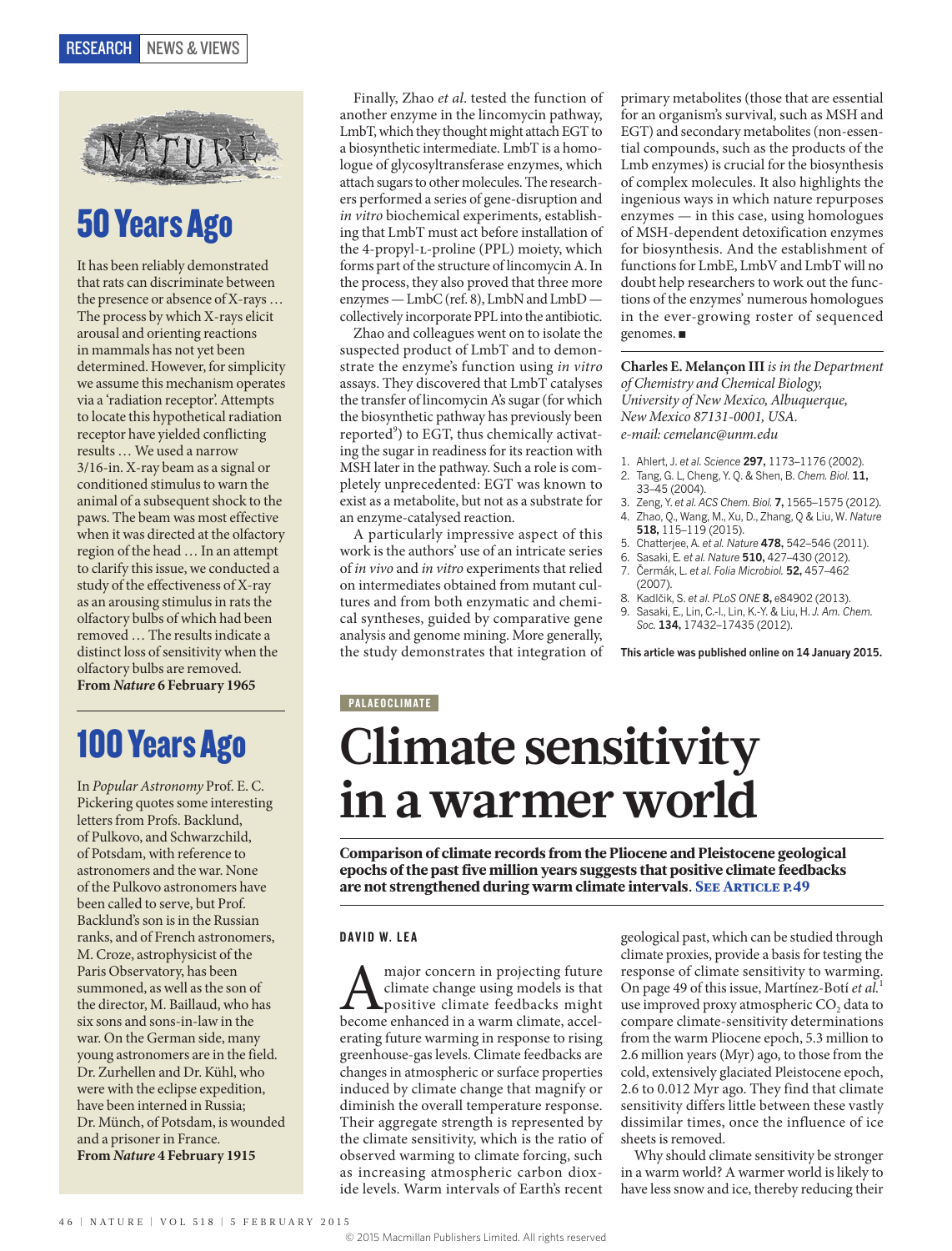## 50 Years Ago

It has been reliably demonstrated that rats can discriminate between the presence or absence of X-rays … The process by which X-rays elicit arousal and orienting reactions in mammals has not yet been determined. However, for simplicity we assume this mechanism operates via a 'radiation receptor'. Attempts to locate this hypothetical radiation receptor have yielded conflicting results … We used a narrow 3/16-in. X-ray beam as a signal or conditioned stimulus to warn the animal of a subsequent shock to the paws. The beam was most effective when it was directed at the olfactory region of the head … In an attempt to clarify this issue, we conducted a study of the effectiveness of X-ray as an arousing stimulus in rats the olfactory bulbs of which had been removed … The results indicate a distinct loss of sensitivity when the olfactory bulbs are removed.
**From *Nature* 6 February 1965**

## 100 Years Ago

In *Popular Astronomy* Prof. E. C. Pickering quotes some interesting letters from Profs. Backlund, of Pulkovo, and Schwarzchild, of Potsdam, with reference to astronomers and the war. None of the Pulkovo astronomers have been called to serve, but Prof. Backlund's son is in the Russian ranks, and of French astronomers, M. Croze, astrophysicist of the Paris Observatory, has been summoned, as well as the son of the director, M. Baillaud, who has six sons and sons-in-law in the war. On the German side, many young astronomers are in the field. Dr. Zurhellen and Dr. Kühl, who were with the eclipse expedition, have been interned in Russia; Dr. Münch, of Potsdam, is wounded and a prisoner in France.
**From *Nature* 4 February 1915**

Finally, Zhao *et al*. tested the function of another enzyme in the lincomycin pathway, LmbT, which they thought might attach EGT to a biosynthetic intermediate. LmbT is a homologue of glycosyltransferase enzymes, which attach sugars to other molecules. The researchers performed a series of gene-disruption and *in vitro* biochemical experiments, establishing that LmbT must act before installation of the 4-propyl-L-proline (PPL) moiety, which forms part of the structure of lincomycin A. In the process, they also proved that three more enzymes — LmbC (ref. 8), LmbN and LmbD — collectively incorporate PPL into the antibiotic.

Zhao and colleagues went on to isolate the suspected product of LmbT and to demonstrate the enzyme's function using *in vitro* assays. They discovered that LmbT catalyses the transfer of lincomycin A's sugar (for which the biosynthetic pathway has previously been reported[9]) to EGT, thus chemically activating the sugar in readiness for its reaction with MSH later in the pathway. Such a role is completely unprecedented: EGT was known to exist as a metabolite, but not as a substrate for an enzyme-catalysed reaction.

A particularly impressive aspect of this work is the authors' use of an intricate series of *in vivo* and *in vitro* experiments that relied on intermediates obtained from mutant cultures and from both enzymatic and chemical syntheses, guided by comparative gene analysis and genome mining. More generally, the study demonstrates that integration of primary metabolites (those that are essential for an organism's survival, such as MSH and EGT) and secondary metabolites (non-essential compounds, such as the products of the Lmb enzymes) is crucial for the biosynthesis of complex molecules. It also highlights the ingenious ways in which nature repurposes enzymes — in this case, using homologues of MSH-dependent detoxification enzymes for biosynthesis. And the establishment of functions for LmbE, LmbV and LmbT will no doubt help researchers to work out the functions of the enzymes' numerous homologues in the ever-growing roster of sequenced genomes. ■

**Charles E. Melançon III** *is in the Department of Chemistry and Chemical Biology, University of New Mexico, Albuquerque, New Mexico 87131-0001, USA.*
*e-mail: cemelanc@unm.edu*

1. Ahlert, J. *et al. Science* **297,** 1173–1176 (2002).
2. Tang, G. L, Cheng, Y. Q. & Shen, B. *Chem. Biol.* **11,** 33–45 (2004).
3. Zeng, Y. *et al. ACS Chem. Biol.* **7,** 1565–1575 (2012).
4. Zhao, Q., Wang, M., Xu, D., Zhang, Q & Liu, W. *Nature* **518,** 115–119 (2015).
5. Chatterjee, A. *et al. Nature* **478,** 542–546 (2011).
6. Sasaki, E. *et al. Nature* **510,** 427–430 (2012).
7. Čermák, L. *et al. Folia Microbiol.* **52,** 457–462 (2007).
8. Kadlčik, S. *et al. PLoS ONE* **8,** e84902 (2013).
9. Sasaki, E., Lin, C.-I., Lin, K.-Y. & Liu, H. *J. Am. Chem. Soc.* **134,** 17432–17435 (2012).

**This article was published online on 14 January 2015.**

PALAEOCLIMATE

# Climate sensitivity in a warmer world

**Comparison of climate records from the Pliocene and Pleistocene geological epochs of the past five million years suggests that positive climate feedbacks are not strengthened during warm climate intervals. See Article p.49**

DAVID W. LEA

A major concern in projecting future climate change using models is that positive climate feedbacks might become enhanced in a warm climate, accelerating future warming in response to rising greenhouse-gas levels. Climate feedbacks are changes in atmospheric or surface properties induced by climate change that magnify or diminish the overall temperature response. Their aggregate strength is represented by the climate sensitivity, which is the ratio of observed warming to climate forcing, such as increasing atmospheric carbon dioxide levels. Warm intervals of Earth's recent geological past, which can be studied through climate proxies, provide a basis for testing the response of climate sensitivity to warming. On page 49 of this issue, Martínez-Botí *et al.*[1] use improved proxy atmospheric $CO_2$ data to compare climate-sensitivity determinations from the warm Pliocene epoch, 5.3 million to 2.6 million years (Myr) ago, to those from the cold, extensively glaciated Pleistocene epoch, 2.6 to 0.012 Myr ago. They find that climate sensitivity differs little between these vastly dissimilar times, once the influence of ice sheets is removed.

Why should climate sensitivity be stronger in a warm world? A warmer world is likely to have less snow and ice, thereby reducing their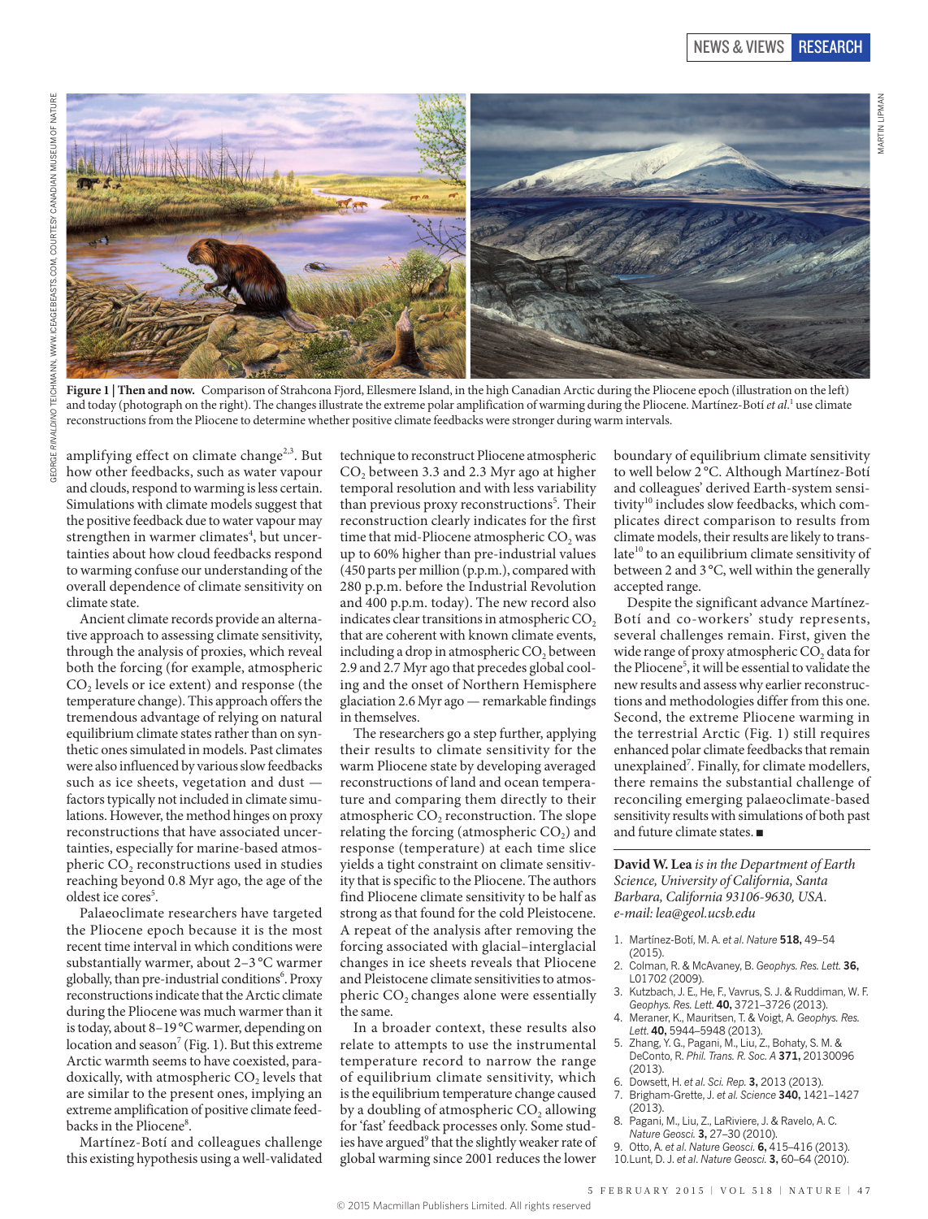**Figure 1 | Then and now.** Comparison of Strahcona Fjord, Ellesmere Island, in the high Canadian Arctic during the Pliocene epoch (illustration on the left) and today (photograph on the right). The changes illustrate the extreme polar amplification of warming during the Pliocene. Martínez-Botí *et al.*[1] use climate reconstructions from the Pliocene to determine whether positive climate feedbacks were stronger during warm intervals.

amplifying effect on climate change[2,3]. But how other feedbacks, such as water vapour and clouds, respond to warming is less certain. Simulations with climate models suggest that the positive feedback due to water vapour may strengthen in warmer climates[4], but uncertainties about how cloud feedbacks respond to warming confuse our understanding of the overall dependence of climate sensitivity on climate state.

Ancient climate records provide an alternative approach to assessing climate sensitivity, through the analysis of proxies, which reveal both the forcing (for example, atmospheric $CO_2$ levels or ice extent) and response (the temperature change). This approach offers the tremendous advantage of relying on natural equilibrium climate states rather than on synthetic ones simulated in models. Past climates were also influenced by various slow feedbacks such as ice sheets, vegetation and dust — factors typically not included in climate simulations. However, the method hinges on proxy reconstructions that have associated uncertainties, especially for marine-based atmospheric $CO_2$ reconstructions used in studies reaching beyond 0.8 Myr ago, the age of the oldest ice cores[5].

Palaeoclimate researchers have targeted the Pliocene epoch because it is the most recent time interval in which conditions were substantially warmer, about 2–3 °C warmer globally, than pre-industrial conditions[6]. Proxy reconstructions indicate that the Arctic climate during the Pliocene was much warmer than it is today, about 8–19 °C warmer, depending on location and season[7] (Fig. 1). But this extreme Arctic warmth seems to have coexisted, paradoxically, with atmospheric $CO_2$ levels that are similar to the present ones, implying an extreme amplification of positive climate feedbacks in the Pliocene[8].

Martínez-Botí and colleagues challenge this existing hypothesis using a well-validated technique to reconstruct Pliocene atmospheric $CO_2$ between 3.3 and 2.3 Myr ago at higher temporal resolution and with less variability than previous proxy reconstructions[5]. Their reconstruction clearly indicates for the first time that mid-Pliocene atmospheric $CO_2$ was up to 60% higher than pre-industrial values (450 parts per million (p.p.m.), compared with 280 p.p.m. before the Industrial Revolution and 400 p.p.m. today). The new record also indicates clear transitions in atmospheric $CO_2$ that are coherent with known climate events, including a drop in atmospheric $CO_2$ between 2.9 and 2.7 Myr ago that precedes global cooling and the onset of Northern Hemisphere glaciation 2.6 Myr ago — remarkable findings in themselves.

The researchers go a step further, applying their results to climate sensitivity for the warm Pliocene state by developing averaged reconstructions of land and ocean temperature and comparing them directly to their atmospheric $CO_2$ reconstruction. The slope relating the forcing (atmospheric $CO_2$) and response (temperature) at each time slice yields a tight constraint on climate sensitivity that is specific to the Pliocene. The authors find Pliocene climate sensitivity to be half as strong as that found for the cold Pleistocene. A repeat of the analysis after removing the forcing associated with glacial–interglacial changes in ice sheets reveals that Pliocene and Pleistocene climate sensitivities to atmospheric $CO_2$ changes alone were essentially the same.

In a broader context, these results also relate to attempts to use the instrumental temperature record to narrow the range of equilibrium climate sensitivity, which is the equilibrium temperature change caused by a doubling of atmospheric $CO_2$ allowing for 'fast' feedback processes only. Some studies have argued[9] that the slightly weaker rate of global warming since 2001 reduces the lower boundary of equilibrium climate sensitivity to well below 2 °C. Although Martínez-Botí and colleagues' derived Earth-system sensitivity[10] includes slow feedbacks, which complicates direct comparison to results from climate models, their results are likely to translate[10] to an equilibrium climate sensitivity of between 2 and 3 °C, well within the generally accepted range.

Despite the significant advance Martínez-Botí and co-workers' study represents, several challenges remain. First, given the wide range of proxy atmospheric $CO_2$ data for the Pliocene[5], it will be essential to validate the new results and assess why earlier reconstructions and methodologies differ from this one. Second, the extreme Pliocene warming in the terrestrial Arctic (Fig. 1) still requires enhanced polar climate feedbacks that remain unexplained[7]. Finally, for climate modellers, there remains the substantial challenge of reconciling emerging palaeoclimate-based sensitivity results with simulations of both past and future climate states. ■

**David W. Lea** *is in the Department of Earth Science, University of California, Santa Barbara, California 93106-9630, USA.*
*e-mail: lea@geol.ucsb.edu*

1. Martínez-Botí, M. A. *et al. Nature* **518,** 49–54 (2015).
2. Colman, R. & McAvaney, B. *Geophys. Res. Lett.* **36,** L01702 (2009).
3. Kutzbach, J. E., He, F., Vavrus, S. J. & Ruddiman, W. F. *Geophys. Res. Lett.* **40,** 3721–3726 (2013).
4. Meraner, K., Mauritsen, T. & Voigt, A. *Geophys. Res. Lett.* **40,** 5944–5948 (2013).
5. Zhang, Y. G., Pagani, M., Liu, Z., Bohaty, S. M. & DeConto, R. *Phil. Trans. R. Soc. A* **371,** 20130096 (2013).
6. Dowsett, H. *et al. Sci. Rep.* **3,** 2013 (2013).
7. Brigham-Grette, J. *et al. Science* **340,** 1421–1427 (2013).
8. Pagani, M., Liu, Z., LaRiviere, J. & Ravelo, A. C. *Nature Geosci.* **3,** 27–30 (2010).
9. Otto, A. *et al. Nature Geosci.* **6,** 415–416 (2013).
10. Lunt, D. J. *et al. Nature Geosci.* **3,** 60–64 (2010).